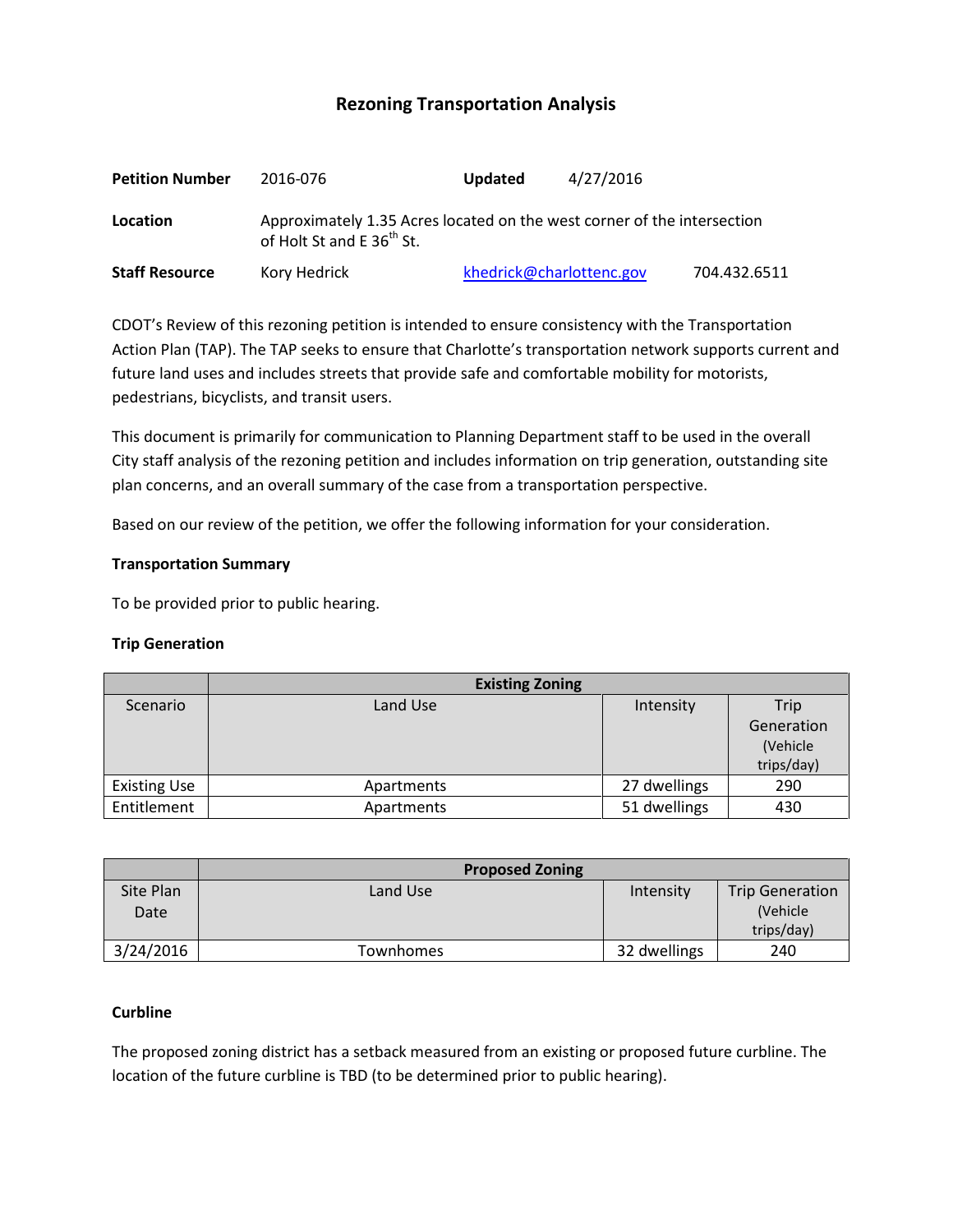# Rezoning Transportation Analysis

| | | | | |
|---|---|---|---|---|
| **Petition Number** | 2016-076 | **Updated** | 4/27/2016 | |
| **Location** | Approximately 1.35 Acres located on the west corner of the intersection of Holt St and E 36th St. | | | |
| **Staff Resource** | Kory Hedrick | khedrick@charlottenc.gov | | 704.432.6511 |

CDOT's Review of this rezoning petition is intended to ensure consistency with the Transportation Action Plan (TAP). The TAP seeks to ensure that Charlotte's transportation network supports current and future land uses and includes streets that provide safe and comfortable mobility for motorists, pedestrians, bicyclists, and transit users.

This document is primarily for communication to Planning Department staff to be used in the overall City staff analysis of the rezoning petition and includes information on trip generation, outstanding site plan concerns, and an overall summary of the case from a transportation perspective.

Based on our review of the petition, we offer the following information for your consideration.

**Transportation Summary**

To be provided prior to public hearing.

**Trip Generation**

| | **Existing Zoning** | | |
|---|---|---|---|
| Scenario | Land Use | Intensity | Trip Generation (Vehicle trips/day) |
| Existing Use | Apartments | 27 dwellings | 290 |
| Entitlement | Apartments | 51 dwellings | 430 |

| | **Proposed Zoning** | | |
|---|---|---|---|
| Site Plan Date | Land Use | Intensity | Trip Generation (Vehicle trips/day) |
| 3/24/2016 | Townhomes | 32 dwellings | 240 |

**Curbline**

The proposed zoning district has a setback measured from an existing or proposed future curbline. The location of the future curbline is TBD (to be determined prior to public hearing).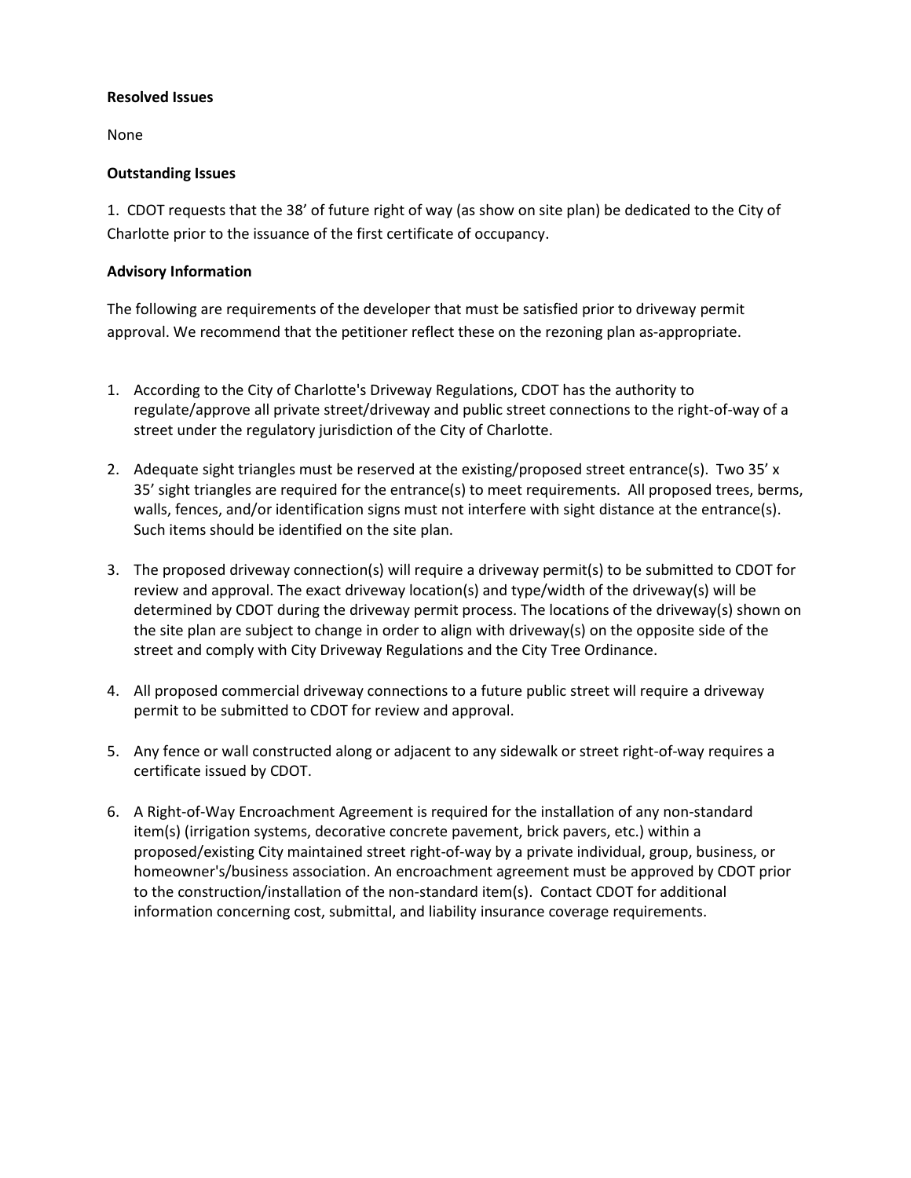**Resolved Issues**

None

**Outstanding Issues**

1. CDOT requests that the 38' of future right of way (as show on site plan) be dedicated to the City of Charlotte prior to the issuance of the first certificate of occupancy.

**Advisory Information**

The following are requirements of the developer that must be satisfied prior to driveway permit approval. We recommend that the petitioner reflect these on the rezoning plan as-appropriate.

1. According to the City of Charlotte's Driveway Regulations, CDOT has the authority to regulate/approve all private street/driveway and public street connections to the right-of-way of a street under the regulatory jurisdiction of the City of Charlotte.

2. Adequate sight triangles must be reserved at the existing/proposed street entrance(s). Two 35' x 35' sight triangles are required for the entrance(s) to meet requirements. All proposed trees, berms, walls, fences, and/or identification signs must not interfere with sight distance at the entrance(s). Such items should be identified on the site plan.

3. The proposed driveway connection(s) will require a driveway permit(s) to be submitted to CDOT for review and approval. The exact driveway location(s) and type/width of the driveway(s) will be determined by CDOT during the driveway permit process. The locations of the driveway(s) shown on the site plan are subject to change in order to align with driveway(s) on the opposite side of the street and comply with City Driveway Regulations and the City Tree Ordinance.

4. All proposed commercial driveway connections to a future public street will require a driveway permit to be submitted to CDOT for review and approval.

5. Any fence or wall constructed along or adjacent to any sidewalk or street right-of-way requires a certificate issued by CDOT.

6. A Right-of-Way Encroachment Agreement is required for the installation of any non-standard item(s) (irrigation systems, decorative concrete pavement, brick pavers, etc.) within a proposed/existing City maintained street right-of-way by a private individual, group, business, or homeowner's/business association. An encroachment agreement must be approved by CDOT prior to the construction/installation of the non-standard item(s). Contact CDOT for additional information concerning cost, submittal, and liability insurance coverage requirements.